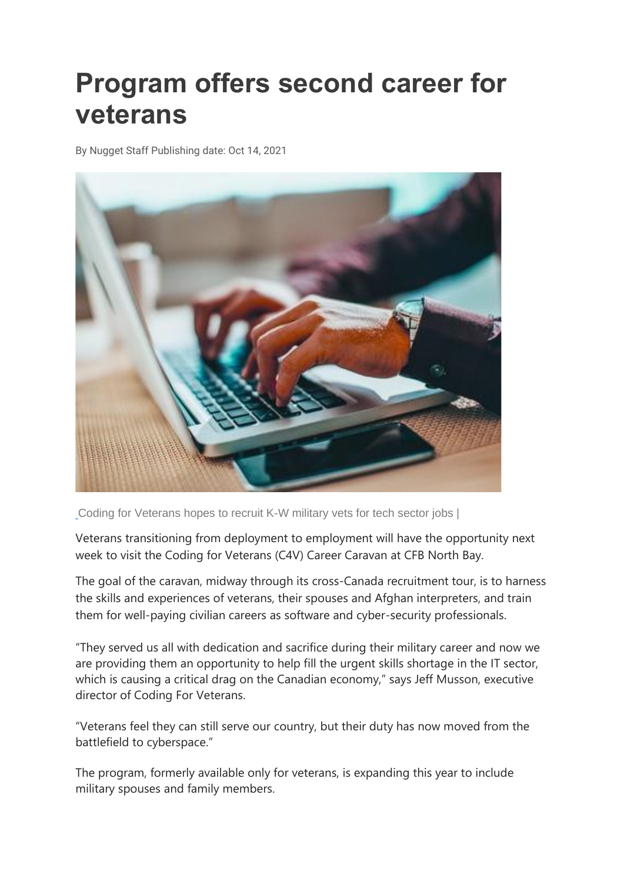# Program offers second career for veterans

By Nugget Staff Publishing date: Oct 14, 2021

Coding for Veterans hopes to recruit K-W military vets for tech sector jobs |

Veterans transitioning from deployment to employment will have the opportunity next week to visit the Coding for Veterans (C4V) Career Caravan at CFB North Bay.

The goal of the caravan, midway through its cross-Canada recruitment tour, is to harness the skills and experiences of veterans, their spouses and Afghan interpreters, and train them for well-paying civilian careers as software and cyber-security professionals.

"They served us all with dedication and sacrifice during their military career and now we are providing them an opportunity to help fill the urgent skills shortage in the IT sector, which is causing a critical drag on the Canadian economy," says Jeff Musson, executive director of Coding For Veterans.

"Veterans feel they can still serve our country, but their duty has now moved from the battlefield to cyberspace."

The program, formerly available only for veterans, is expanding this year to include military spouses and family members.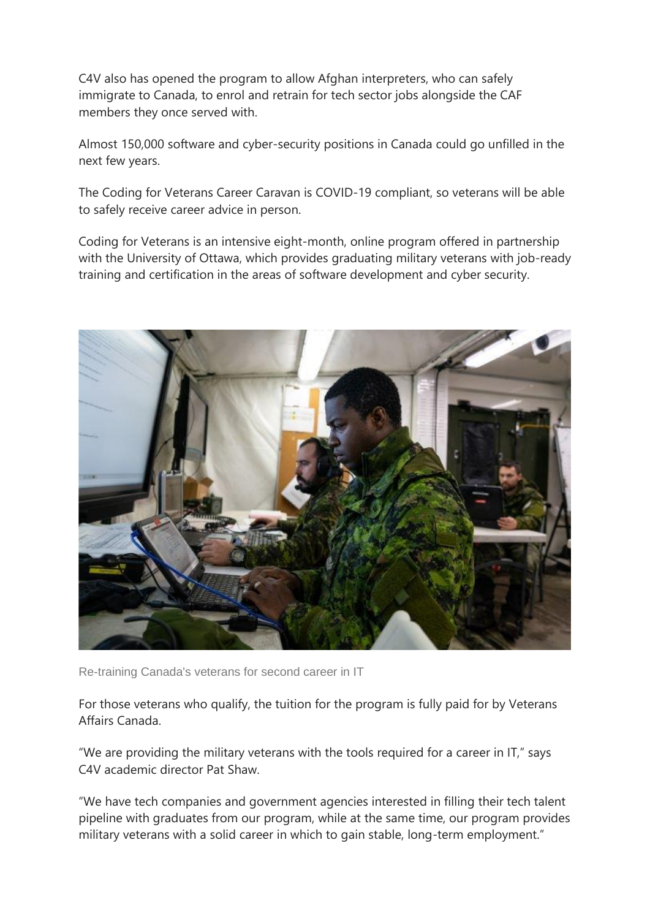C4V also has opened the program to allow Afghan interpreters, who can safely immigrate to Canada, to enrol and retrain for tech sector jobs alongside the CAF members they once served with.

Almost 150,000 software and cyber-security positions in Canada could go unfilled in the next few years.

The Coding for Veterans Career Caravan is COVID-19 compliant, so veterans will be able to safely receive career advice in person.

Coding for Veterans is an intensive eight-month, online program offered in partnership with the University of Ottawa, which provides graduating military veterans with job-ready training and certification in the areas of software development and cyber security.

Re-training Canada's veterans for second career in IT

For those veterans who qualify, the tuition for the program is fully paid for by Veterans Affairs Canada.

“We are providing the military veterans with the tools required for a career in IT,” says C4V academic director Pat Shaw.

“We have tech companies and government agencies interested in filling their tech talent pipeline with graduates from our program, while at the same time, our program provides military veterans with a solid career in which to gain stable, long-term employment.”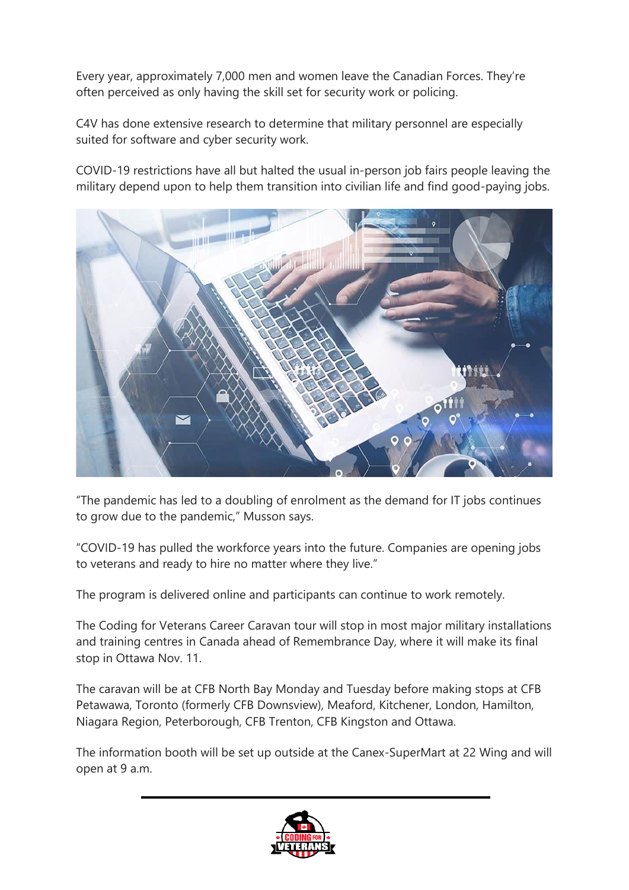Every year, approximately 7,000 men and women leave the Canadian Forces. They're often perceived as only having the skill set for security work or policing.

C4V has done extensive research to determine that military personnel are especially suited for software and cyber security work.

COVID-19 restrictions have all but halted the usual in-person job fairs people leaving the military depend upon to help them transition into civilian life and find good-paying jobs.

"The pandemic has led to a doubling of enrolment as the demand for IT jobs continues to grow due to the pandemic," Musson says.

"COVID-19 has pulled the workforce years into the future. Companies are opening jobs to veterans and ready to hire no matter where they live."

The program is delivered online and participants can continue to work remotely.

The Coding for Veterans Career Caravan tour will stop in most major military installations and training centres in Canada ahead of Remembrance Day, where it will make its final stop in Ottawa Nov. 11.

The caravan will be at CFB North Bay Monday and Tuesday before making stops at CFB Petawawa, Toronto (formerly CFB Downsview), Meaford, Kitchener, London, Hamilton, Niagara Region, Peterborough, CFB Trenton, CFB Kingston and Ottawa.

The information booth will be set up outside at the Canex-SuperMart at 22 Wing and will open at 9 a.m.